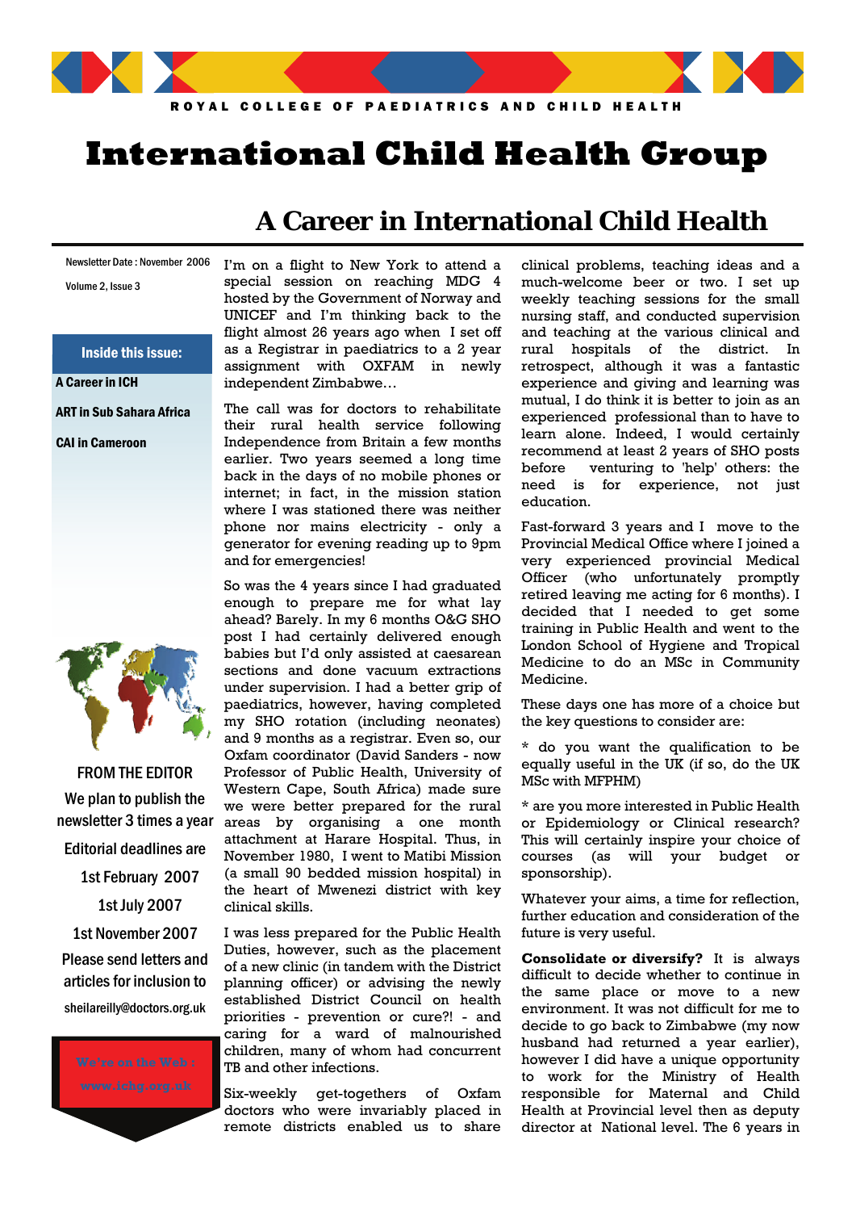ROYAL COLLEGE OF PAEDIATRICS AND CHILD HEALTH

# International Child Health Group

## A Career in International Child Health

Newsletter Date : November 2006

Volume 2, Issue 3

**Inside this issue:**

- A Career in ICH
- ART in Sub Sahara Africa
- CAI in Cameroon

**FROM THE EDITOR**

We plan to publish the newsletter 3 times a year

Editorial deadlines are

1st February 2007

1st July 2007

1st November 2007

Please send letters and articles for inclusion to

sheilareilly@doctors.org.uk

We're on the Web : www.ichg.org.uk

I'm on a flight to New York to attend a special session on reaching MDG 4 hosted by the Government of Norway and UNICEF and I'm thinking back to the flight almost 26 years ago when I set off as a Registrar in paediatrics to a 2 year assignment with OXFAM in newly independent Zimbabwe…

The call was for doctors to rehabilitate their rural health service following Independence from Britain a few months earlier. Two years seemed a long time back in the days of no mobile phones or internet; in fact, in the mission station where I was stationed there was neither phone nor mains electricity - only a generator for evening reading up to 9pm and for emergencies!

So was the 4 years since I had graduated enough to prepare me for what lay ahead? Barely. In my 6 months O&G SHO post I had certainly delivered enough babies but I'd only assisted at caesarean sections and done vacuum extractions under supervision. I had a better grip of paediatrics, however, having completed my SHO rotation (including neonates) and 9 months as a registrar. Even so, our Oxfam coordinator (David Sanders - now Professor of Public Health, University of Western Cape, South Africa) made sure we were better prepared for the rural areas by organising a one month attachment at Harare Hospital. Thus, in November 1980, I went to Matibi Mission (a small 90 bedded mission hospital) in the heart of Mwenezi district with key clinical skills.

I was less prepared for the Public Health Duties, however, such as the placement of a new clinic (in tandem with the District planning officer) or advising the newly established District Council on health priorities - prevention or cure?! - and caring for a ward of malnourished children, many of whom had concurrent TB and other infections.

Six-weekly get-togethers of Oxfam doctors who were invariably placed in remote districts enabled us to share clinical problems, teaching ideas and a much-welcome beer or two. I set up weekly teaching sessions for the small nursing staff, and conducted supervision and teaching at the various clinical and rural hospitals of the district. In retrospect, although it was a fantastic experience and giving and learning was mutual, I do think it is better to join as an experienced professional than to have to learn alone. Indeed, I would certainly recommend at least 2 years of SHO posts before venturing to 'help' others: the need is for experience, not just education.

Fast-forward 3 years and I move to the Provincial Medical Office where I joined a very experienced provincial Medical Officer (who unfortunately promptly retired leaving me acting for 6 months). I decided that I needed to get some training in Public Health and went to the London School of Hygiene and Tropical Medicine to do an MSc in Community Medicine.

These days one has more of a choice but the key questions to consider are:

* do you want the qualification to be equally useful in the UK (if so, do the UK MSc with MFPHM)

* are you more interested in Public Health or Epidemiology or Clinical research? This will certainly inspire your choice of courses (as will your budget or sponsorship).

Whatever your aims, a time for reflection, further education and consideration of the future is very useful.

**Consolidate or diversify?** It is always difficult to decide whether to continue in the same place or move to a new environment. It was not difficult for me to decide to go back to Zimbabwe (my now husband had returned a year earlier), however I did have a unique opportunity to work for the Ministry of Health responsible for Maternal and Child Health at Provincial level then as deputy director at National level. The 6 years in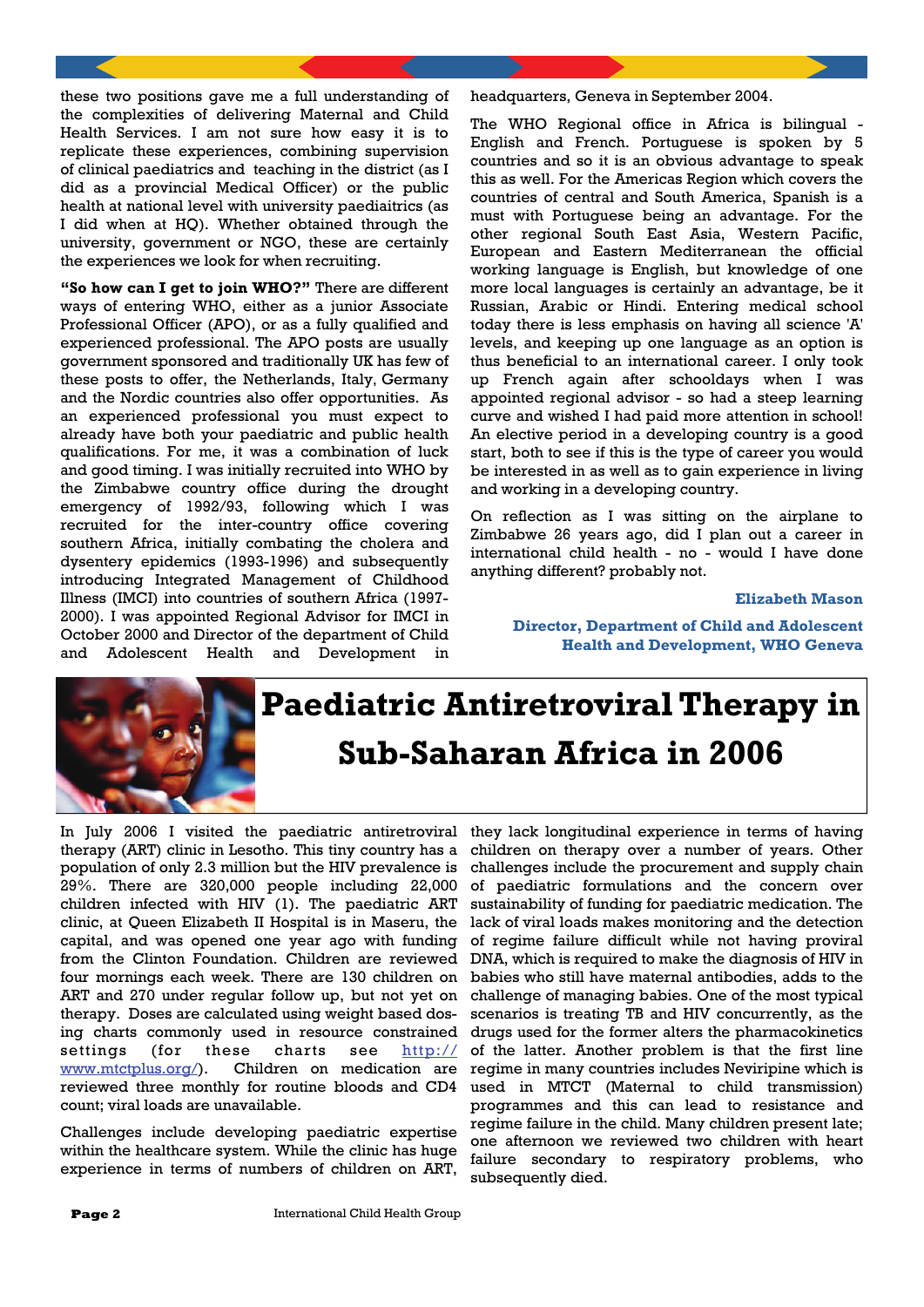these two positions gave me a full understanding of the complexities of delivering Maternal and Child Health Services. I am not sure how easy it is to replicate these experiences, combining supervision of clinical paediatrics and teaching in the district (as I did as a provincial Medical Officer) or the public health at national level with university paediaitrics (as I did when at HQ). Whether obtained through the university, government or NGO, these are certainly the experiences we look for when recruiting.

**"So how can I get to join WHO?"** There are different ways of entering WHO, either as a junior Associate Professional Officer (APO), or as a fully qualified and experienced professional. The APO posts are usually government sponsored and traditionally UK has few of these posts to offer, the Netherlands, Italy, Germany and the Nordic countries also offer opportunities. As an experienced professional you must expect to already have both your paediatric and public health qualifications. For me, it was a combination of luck and good timing. I was initially recruited into WHO by the Zimbabwe country office during the drought emergency of 1992/93, following which I was recruited for the inter-country office covering southern Africa, initially combating the cholera and dysentery epidemics (1993-1996) and subsequently introducing Integrated Management of Childhood Illness (IMCI) into countries of southern Africa (1997-2000). I was appointed Regional Advisor for IMCI in October 2000 and Director of the department of Child and Adolescent Health and Development in headquarters, Geneva in September 2004.

The WHO Regional office in Africa is bilingual - English and French. Portuguese is spoken by 5 countries and so it is an obvious advantage to speak this as well. For the Americas Region which covers the countries of central and South America, Spanish is a must with Portuguese being an advantage. For the other regional South East Asia, Western Pacific, European and Eastern Mediterranean the official working language is English, but knowledge of one more local languages is certainly an advantage, be it Russian, Arabic or Hindi. Entering medical school today there is less emphasis on having all science 'A' levels, and keeping up one language as an option is thus beneficial to an international career. I only took up French again after schooldays when I was appointed regional advisor - so had a steep learning curve and wished I had paid more attention in school! An elective period in a developing country is a good start, both to see if this is the type of career you would be interested in as well as to gain experience in living and working in a developing country.

On reflection as I was sitting on the airplane to Zimbabwe 26 years ago, did I plan out a career in international child health - no - would I have done anything different? probably not.

**Elizabeth Mason**

**Director, Department of Child and Adolescent Health and Development, WHO Geneva**

# Paediatric Antiretroviral Therapy in Sub-Saharan Africa in 2006

In July 2006 I visited the paediatric antiretroviral therapy (ART) clinic in Lesotho. This tiny country has a population of only 2.3 million but the HIV prevalence is 29%. There are 320,000 people including 22,000 children infected with HIV (1). The paediatric ART clinic, at Queen Elizabeth II Hospital is in Maseru, the capital, and was opened one year ago with funding from the Clinton Foundation. Children are reviewed four mornings each week. There are 130 children on ART and 270 under regular follow up, but not yet on therapy. Doses are calculated using weight based dosing charts commonly used in resource constrained settings (for these charts see http://www.mtctplus.org/). Children on medication are reviewed three monthly for routine bloods and CD4 count; viral loads are unavailable.

Challenges include developing paediatric expertise within the healthcare system. While the clinic has huge experience in terms of numbers of children on ART, they lack longitudinal experience in terms of having children on therapy over a number of years. Other challenges include the procurement and supply chain of paediatric formulations and the concern over sustainability of funding for paediatric medication. The lack of viral loads makes monitoring and the detection of regime failure difficult while not having proviral DNA, which is required to make the diagnosis of HIV in babies who still have maternal antibodies, adds to the challenge of managing babies. One of the most typical scenarios is treating TB and HIV concurrently, as the drugs used for the former alters the pharmacokinetics of the latter. Another problem is that the first line regime in many countries includes Neviripine which is used in MTCT (Maternal to child transmission) programmes and this can lead to resistance and regime failure in the child. Many children present late; one afternoon we reviewed two children with heart failure secondary to respiratory problems, who subsequently died.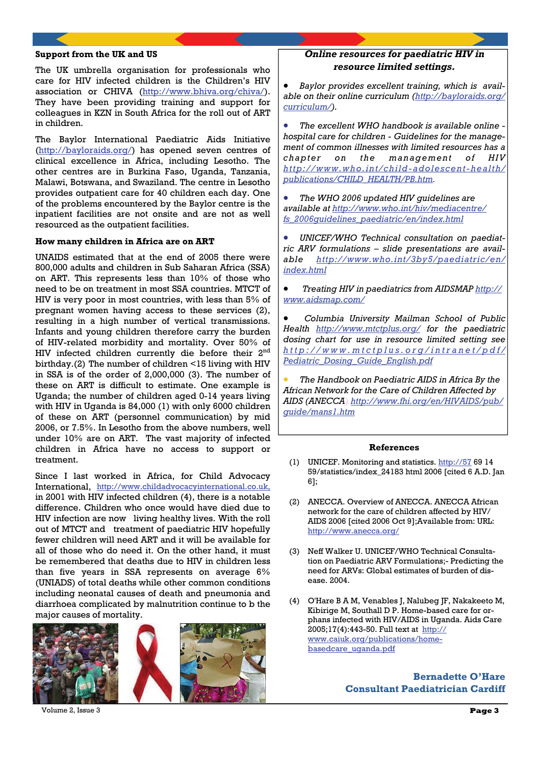## Support from the UK and US

The UK umbrella organisation for professionals who care for HIV infected children is the Children's HIV association or CHIVA (http://www.bhiva.org/chiva/). They have been providing training and support for colleagues in KZN in South Africa for the roll out of ART in children.

The Baylor International Paediatric Aids Initiative (http://bayloraids.org/) has opened seven centres of clinical excellence in Africa, including Lesotho. The other centres are in Burkina Faso, Uganda, Tanzania, Malawi, Botswana, and Swaziland. The centre in Lesotho provides outpatient care for 40 children each day. One of the problems encountered by the Baylor centre is the inpatient facilities are not onsite and are not as well resourced as the outpatient facilities.

## How many children in Africa are on ART

UNAIDS estimated that at the end of 2005 there were 800,000 adults and children in Sub Saharan Africa (SSA) on ART. This represents less than 10% of those who need to be on treatment in most SSA countries. MTCT of HIV is very poor in most countries, with less than 5% of pregnant women having access to these services (2), resulting in a high number of vertical transmissions. Infants and young children therefore carry the burden of HIV-related morbidity and mortality. Over 50% of HIV infected children currently die before their 2nd birthday.(2) The number of children <15 living with HIV in SSA is of the order of 2,000,000 (3). The number of these on ART is difficult to estimate. One example is Uganda; the number of children aged 0-14 years living with HIV in Uganda is 84,000 (1) with only 6000 children of these on ART (personnel communication) by mid 2006, or 7.5%. In Lesotho from the above numbers, well under 10% are on ART. The vast majority of infected children in Africa have no access to support or treatment.

Since I last worked in Africa, for Child Advocacy International, http://www.childadvocacyinternational.co.uk, in 2001 with HIV infected children (4), there is a notable difference. Children who once would have died due to HIV infection are now living healthy lives. With the roll out of MTCT and treatment of paediatric HIV hopefully fewer children will need ART and it will be available for all of those who do need it. On the other hand, it must be remembered that deaths due to HIV in children less than five years in SSA represents on average 6% (UNIADS) of total deaths while other common conditions including neonatal causes of death and pneumonia and diarrhoea complicated by malnutrition continue to b the major causes of mortality.

## *Online resources for paediatric HIV in resource limited settings.*

- *Baylor provides excellent training, which is available on their online curriculum (http://bayloraids.org/curriculum/).*
- *The excellent WHO handbook is available online - hospital care for children - Guidelines for the management of common illnesses with limited resources has a chapter on the management of HIV http://www.who.int/child-adolescent-health/publications/CHILD_HEALTH/PB.htm.*
- *The WHO 2006 updated HIV guidelines are available at http://www.who.int/hiv/mediacentre/fs_2006guidelines_paediatric/en/index.html*
- *UNICEF/WHO Technical consultation on paediatric ARV formulations – slide presentations are available http://www.who.int/3by5/paediatric/en/index.html*
- *Treating HIV in paediatrics from AIDSMAP http://www.aidsmap.com/*
- *Columbia University Mailman School of Public Health http://www.mtctplus.org/ for the paediatric dosing chart for use in resource limited setting see http://www.mtctplus.org/intranet/pdf/Pediatric_Dosing_Guide_English.pdf*
- *The Handbook on Paediatric AIDS in Africa By the African Network for the Care of Children Affected by AIDS (ANECCA) http://www.fhi.org/en/HIVAIDS/pub/guide/mans1.htm*

## References

1. UNICEF. Monitoring and statistics. http://57 69 14 59/statistics/index_24183 html 2006 [cited 6 A.D. Jan 6];
2. ANECCA. Overview of ANECCA. ANECCA African network for the care of children affected by HIV/AIDS 2006 [cited 2006 Oct 9];Available from: URL: http://www.anecca.org/
3. Neff Walker U. UNICEF/WHO Technical Consultation on Paediatric ARV Formulations;- Predicting the need for ARVs: Global estimates of burden of disease. 2004.
4. O'Hare B A M, Venables J, Nalubeg JF, Nakakeeto M, Kibirige M, Southall D P. Home-based care for orphans infected with HIV/AIDS in Uganda. Aids Care 2005;17(4):443-50. Full text at http://www.caiuk.org/publications/home-basedcare_uganda.pdf

**Bernadette O'Hare**
**Consultant Paediatrician Cardiff**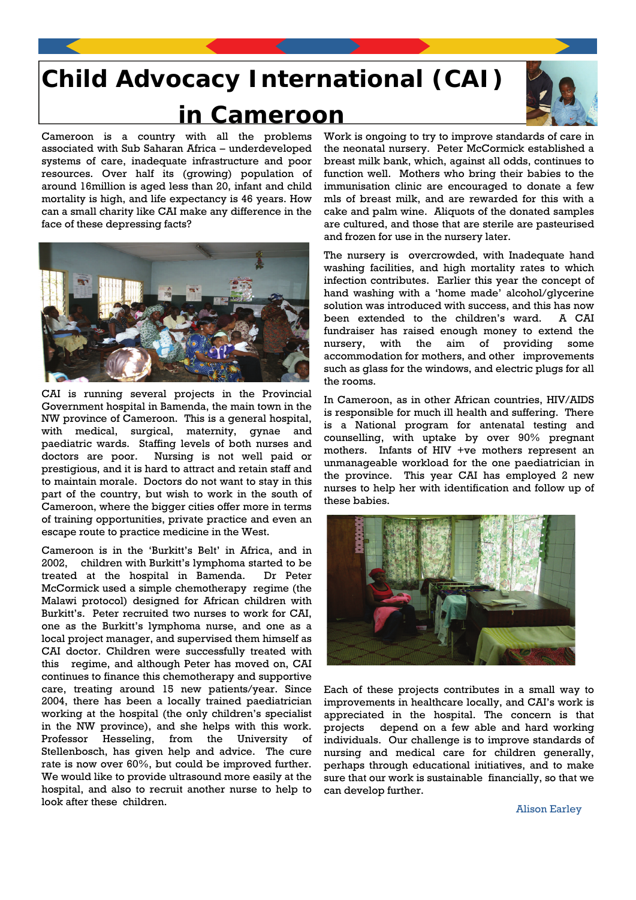# Child Advocacy International (CAI) in Cameroon

Cameroon is a country with all the problems associated with Sub Saharan Africa – underdeveloped systems of care, inadequate infrastructure and poor resources. Over half its (growing) population of around 16million is aged less than 20, infant and child mortality is high, and life expectancy is 46 years. How can a small charity like CAI make any difference in the face of these depressing facts?

CAI is running several projects in the Provincial Government hospital in Bamenda, the main town in the NW province of Cameroon. This is a general hospital, with medical, surgical, maternity, gynae and paediatric wards. Staffing levels of both nurses and doctors are poor. Nursing is not well paid or prestigious, and it is hard to attract and retain staff and to maintain morale. Doctors do not want to stay in this part of the country, but wish to work in the south of Cameroon, where the bigger cities offer more in terms of training opportunities, private practice and even an escape route to practice medicine in the West.

Cameroon is in the 'Burkitt's Belt' in Africa, and in 2002, children with Burkitt's lymphoma started to be treated at the hospital in Bamenda. Dr Peter McCormick used a simple chemotherapy regime (the Malawi protocol) designed for African children with Burkitt's. Peter recruited two nurses to work for CAI, one as the Burkitt's lymphoma nurse, and one as a local project manager, and supervised them himself as CAI doctor. Children were successfully treated with this regime, and although Peter has moved on, CAI continues to finance this chemotherapy and supportive care, treating around 15 new patients/year. Since 2004, there has been a locally trained paediatrician working at the hospital (the only children's specialist in the NW province), and she helps with this work. Professor Hesseling, from the University of Stellenbosch, has given help and advice. The cure rate is now over 60%, but could be improved further. We would like to provide ultrasound more easily at the hospital, and also to recruit another nurse to help to look after these children.

Work is ongoing to try to improve standards of care in the neonatal nursery. Peter McCormick established a breast milk bank, which, against all odds, continues to function well. Mothers who bring their babies to the immunisation clinic are encouraged to donate a few mls of breast milk, and are rewarded for this with a cake and palm wine. Aliquots of the donated samples are cultured, and those that are sterile are pasteurised and frozen for use in the nursery later.

The nursery is overcrowded, with Inadequate hand washing facilities, and high mortality rates to which infection contributes. Earlier this year the concept of hand washing with a 'home made' alcohol/glycerine solution was introduced with success, and this has now been extended to the children's ward. A CAI fundraiser has raised enough money to extend the nursery, with the aim of providing some accommodation for mothers, and other improvements such as glass for the windows, and electric plugs for all the rooms.

In Cameroon, as in other African countries, HIV/AIDS is responsible for much ill health and suffering. There is a National program for antenatal testing and counselling, with uptake by over 90% pregnant mothers. Infants of HIV +ve mothers represent an unmanageable workload for the one paediatrician in the province. This year CAI has employed 2 new nurses to help her with identification and follow up of these babies.

Each of these projects contributes in a small way to improvements in healthcare locally, and CAI's work is appreciated in the hospital. The concern is that projects depend on a few able and hard working individuals. Our challenge is to improve standards of nursing and medical care for children generally, perhaps through educational initiatives, and to make sure that our work is sustainable financially, so that we can develop further.

Alison Earley